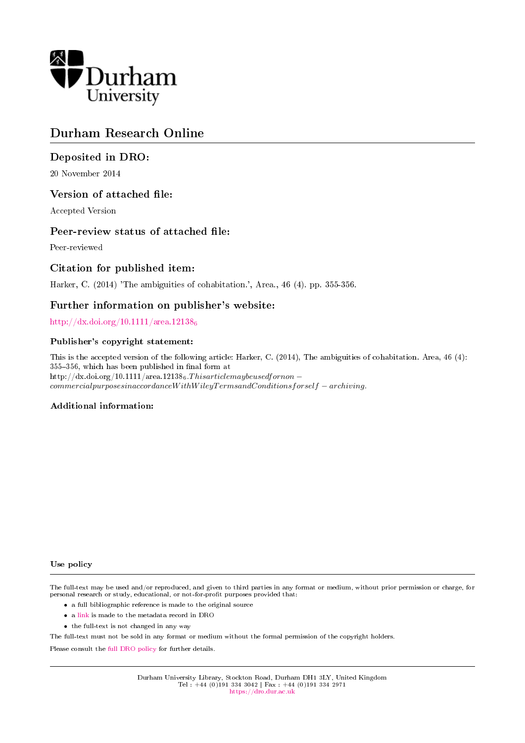Durham University

# Durham Research Online

## Deposited in DRO:

20 November 2014

## Version of attached file:

Accepted Version

## Peer-review status of attached file:

Peer-reviewed

## Citation for published item:

Harker, C. (2014) 'The ambiguities of cohabitation.', Area., 46 (4). pp. 355-356.

## Further information on publisher's website:

http://dx.doi.org/10.1111/area.12138$_6$

### Publisher's copyright statement:

This is the accepted version of the following article: Harker, C. (2014), The ambiguities of cohabitation. Area, 46 (4): 355–356, which has been published in final form at http://dx.doi.org/10.1111/area.12138$_6$. $This article may be used for non-commercial purposes in accordance With Wiley Terms and Conditions for self-archiving.$

### Additional information:

### Use policy

The full-text may be used and/or reproduced, and given to third parties in any format or medium, without prior permission or charge, for personal research or study, educational, or not-for-profit purposes provided that:

- a full bibliographic reference is made to the original source
- a link is made to the metadata record in DRO
- the full-text is not changed in any way

The full-text must not be sold in any format or medium without the formal permission of the copyright holders.

Please consult the full DRO policy for further details.

Durham University Library, Stockton Road, Durham DH1 3LY, United Kingdom
Tel : +44 (0)191 334 3042 | Fax : +44 (0)191 334 2971
https://dro.dur.ac.uk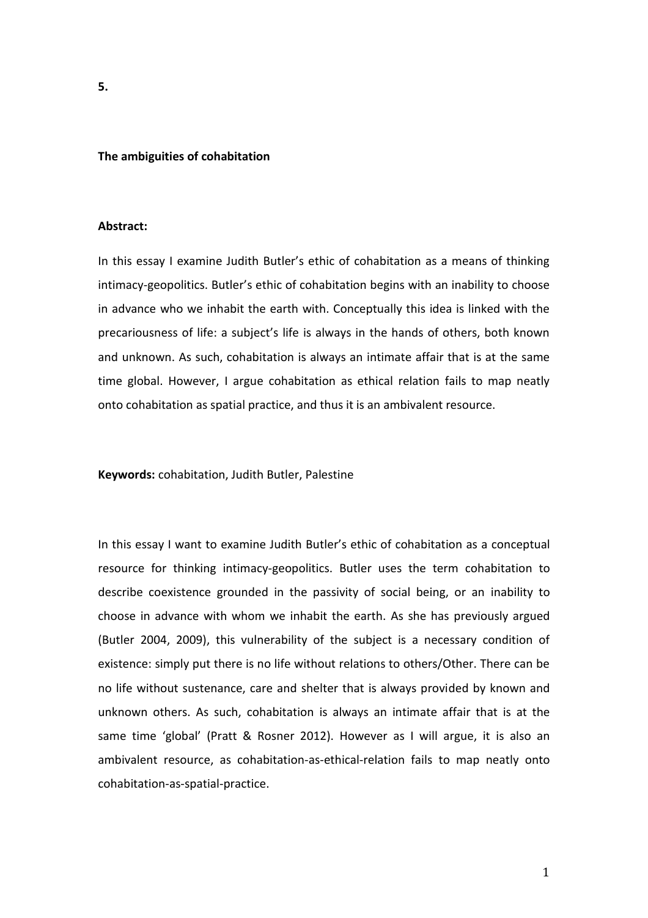**5.**

**The ambiguities of cohabitation**

**Abstract:**

In this essay I examine Judith Butler's ethic of cohabitation as a means of thinking intimacy-geopolitics. Butler's ethic of cohabitation begins with an inability to choose in advance who we inhabit the earth with. Conceptually this idea is linked with the precariousness of life: a subject's life is always in the hands of others, both known and unknown. As such, cohabitation is always an intimate affair that is at the same time global. However, I argue cohabitation as ethical relation fails to map neatly onto cohabitation as spatial practice, and thus it is an ambivalent resource.

**Keywords:** cohabitation, Judith Butler, Palestine

In this essay I want to examine Judith Butler's ethic of cohabitation as a conceptual resource for thinking intimacy-geopolitics. Butler uses the term cohabitation to describe coexistence grounded in the passivity of social being, or an inability to choose in advance with whom we inhabit the earth. As she has previously argued (Butler 2004, 2009), this vulnerability of the subject is a necessary condition of existence: simply put there is no life without relations to others/Other. There can be no life without sustenance, care and shelter that is always provided by known and unknown others. As such, cohabitation is always an intimate affair that is at the same time 'global' (Pratt & Rosner 2012). However as I will argue, it is also an ambivalent resource, as cohabitation-as-ethical-relation fails to map neatly onto cohabitation-as-spatial-practice.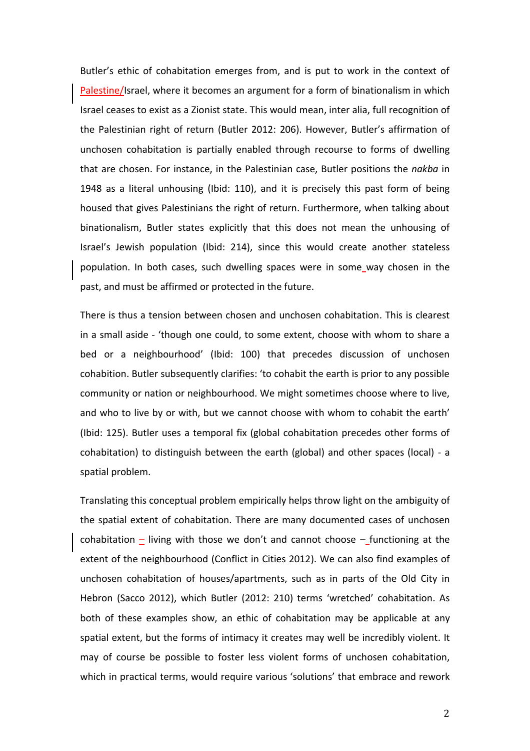Butler's ethic of cohabitation emerges from, and is put to work in the context of Palestine/Israel, where it becomes an argument for a form of binationalism in which Israel ceases to exist as a Zionist state. This would mean, inter alia, full recognition of the Palestinian right of return (Butler 2012: 206). However, Butler's affirmation of unchosen cohabitation is partially enabled through recourse to forms of dwelling that are chosen. For instance, in the Palestinian case, Butler positions the *nakba* in 1948 as a literal unhousing (Ibid: 110), and it is precisely this past form of being housed that gives Palestinians the right of return. Furthermore, when talking about binationalism, Butler states explicitly that this does not mean the unhousing of Israel's Jewish population (Ibid: 214), since this would create another stateless population. In both cases, such dwelling spaces were in some way chosen in the past, and must be affirmed or protected in the future.

There is thus a tension between chosen and unchosen cohabitation. This is clearest in a small aside - 'though one could, to some extent, choose with whom to share a bed or a neighbourhood' (Ibid: 100) that precedes discussion of unchosen cohabition. Butler subsequently clarifies: 'to cohabit the earth is prior to any possible community or nation or neighbourhood. We might sometimes choose where to live, and who to live by or with, but we cannot choose with whom to cohabit the earth' (Ibid: 125). Butler uses a temporal fix (global cohabitation precedes other forms of cohabitation) to distinguish between the earth (global) and other spaces (local) - a spatial problem.

Translating this conceptual problem empirically helps throw light on the ambiguity of the spatial extent of cohabitation. There are many documented cases of unchosen cohabitation – living with those we don't and cannot choose – functioning at the extent of the neighbourhood (Conflict in Cities 2012). We can also find examples of unchosen cohabitation of houses/apartments, such as in parts of the Old City in Hebron (Sacco 2012), which Butler (2012: 210) terms 'wretched' cohabitation. As both of these examples show, an ethic of cohabitation may be applicable at any spatial extent, but the forms of intimacy it creates may well be incredibly violent. It may of course be possible to foster less violent forms of unchosen cohabitation, which in practical terms, would require various 'solutions' that embrace and rework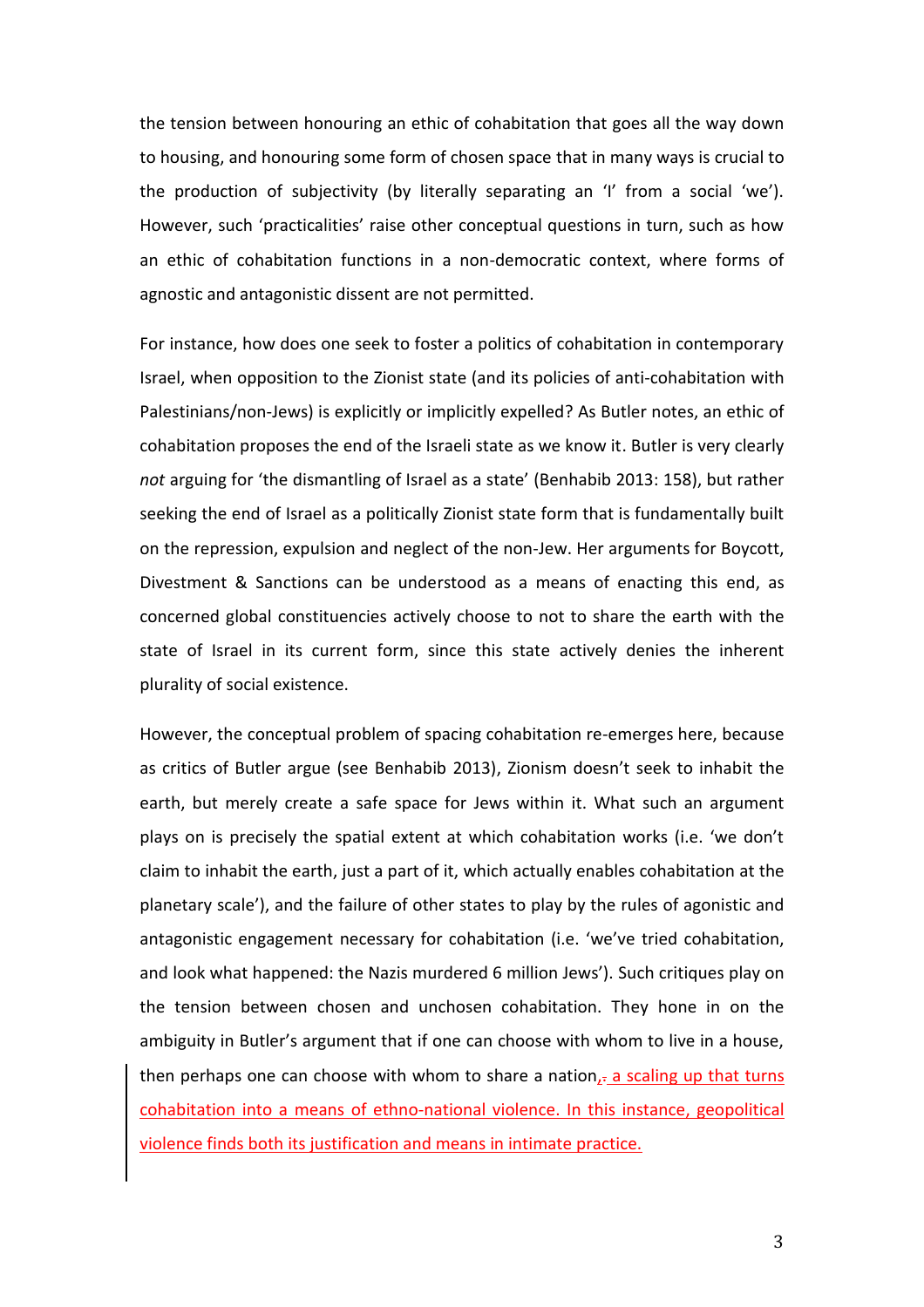the tension between honouring an ethic of cohabitation that goes all the way down to housing, and honouring some form of chosen space that in many ways is crucial to the production of subjectivity (by literally separating an 'I' from a social 'we'). However, such 'practicalities' raise other conceptual questions in turn, such as how an ethic of cohabitation functions in a non-democratic context, where forms of agnostic and antagonistic dissent are not permitted.

For instance, how does one seek to foster a politics of cohabitation in contemporary Israel, when opposition to the Zionist state (and its policies of anti-cohabitation with Palestinians/non-Jews) is explicitly or implicitly expelled? As Butler notes, an ethic of cohabitation proposes the end of the Israeli state as we know it. Butler is very clearly *not* arguing for 'the dismantling of Israel as a state' (Benhabib 2013: 158), but rather seeking the end of Israel as a politically Zionist state form that is fundamentally built on the repression, expulsion and neglect of the non-Jew. Her arguments for Boycott, Divestment & Sanctions can be understood as a means of enacting this end, as concerned global constituencies actively choose to not to share the earth with the state of Israel in its current form, since this state actively denies the inherent plurality of social existence.

However, the conceptual problem of spacing cohabitation re-emerges here, because as critics of Butler argue (see Benhabib 2013), Zionism doesn't seek to inhabit the earth, but merely create a safe space for Jews within it. What such an argument plays on is precisely the spatial extent at which cohabitation works (i.e. 'we don't claim to inhabit the earth, just a part of it, which actually enables cohabitation at the planetary scale'), and the failure of other states to play by the rules of agonistic and antagonistic engagement necessary for cohabitation (i.e. 'we've tried cohabitation, and look what happened: the Nazis murdered 6 million Jews'). Such critiques play on the tension between chosen and unchosen cohabitation. They hone in on the ambiguity in Butler's argument that if one can choose with whom to live in a house, then perhaps one can choose with whom to share a nation, a scaling up that turns cohabitation into a means of ethno-national violence. In this instance, geopolitical violence finds both its justification and means in intimate practice.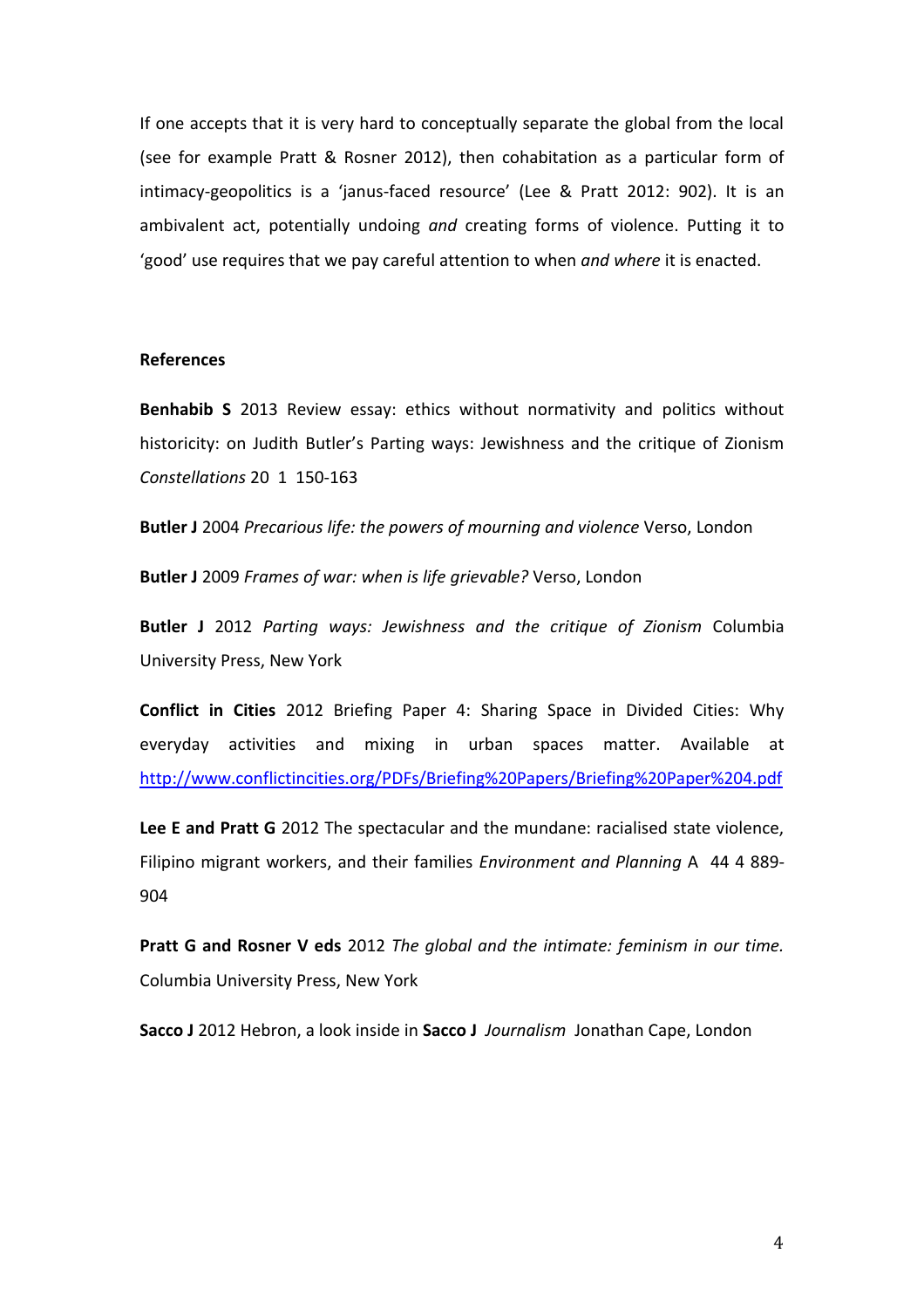If one accepts that it is very hard to conceptually separate the global from the local (see for example Pratt & Rosner 2012), then cohabitation as a particular form of intimacy-geopolitics is a 'janus-faced resource' (Lee & Pratt 2012: 902). It is an ambivalent act, potentially undoing *and* creating forms of violence. Putting it to 'good' use requires that we pay careful attention to when *and where* it is enacted.

**References**

**Benhabib S** 2013 Review essay: ethics without normativity and politics without historicity: on Judith Butler's Parting ways: Jewishness and the critique of Zionism *Constellations* 20 1 150-163

**Butler J** 2004 *Precarious life: the powers of mourning and violence* Verso, London

**Butler J** 2009 *Frames of war: when is life grievable?* Verso, London

**Butler J** 2012 *Parting ways: Jewishness and the critique of Zionism* Columbia University Press, New York

**Conflict in Cities** 2012 Briefing Paper 4: Sharing Space in Divided Cities: Why everyday activities and mixing in urban spaces matter. Available at http://www.conflictincities.org/PDFs/Briefing%20Papers/Briefing%20Paper%204.pdf

**Lee E and Pratt G** 2012 The spectacular and the mundane: racialised state violence, Filipino migrant workers, and their families *Environment and Planning* A 44 4 889-904

**Pratt G and Rosner V eds** 2012 *The global and the intimate: feminism in our time.* Columbia University Press, New York

**Sacco J** 2012 Hebron, a look inside in **Sacco J** *Journalism* Jonathan Cape, London